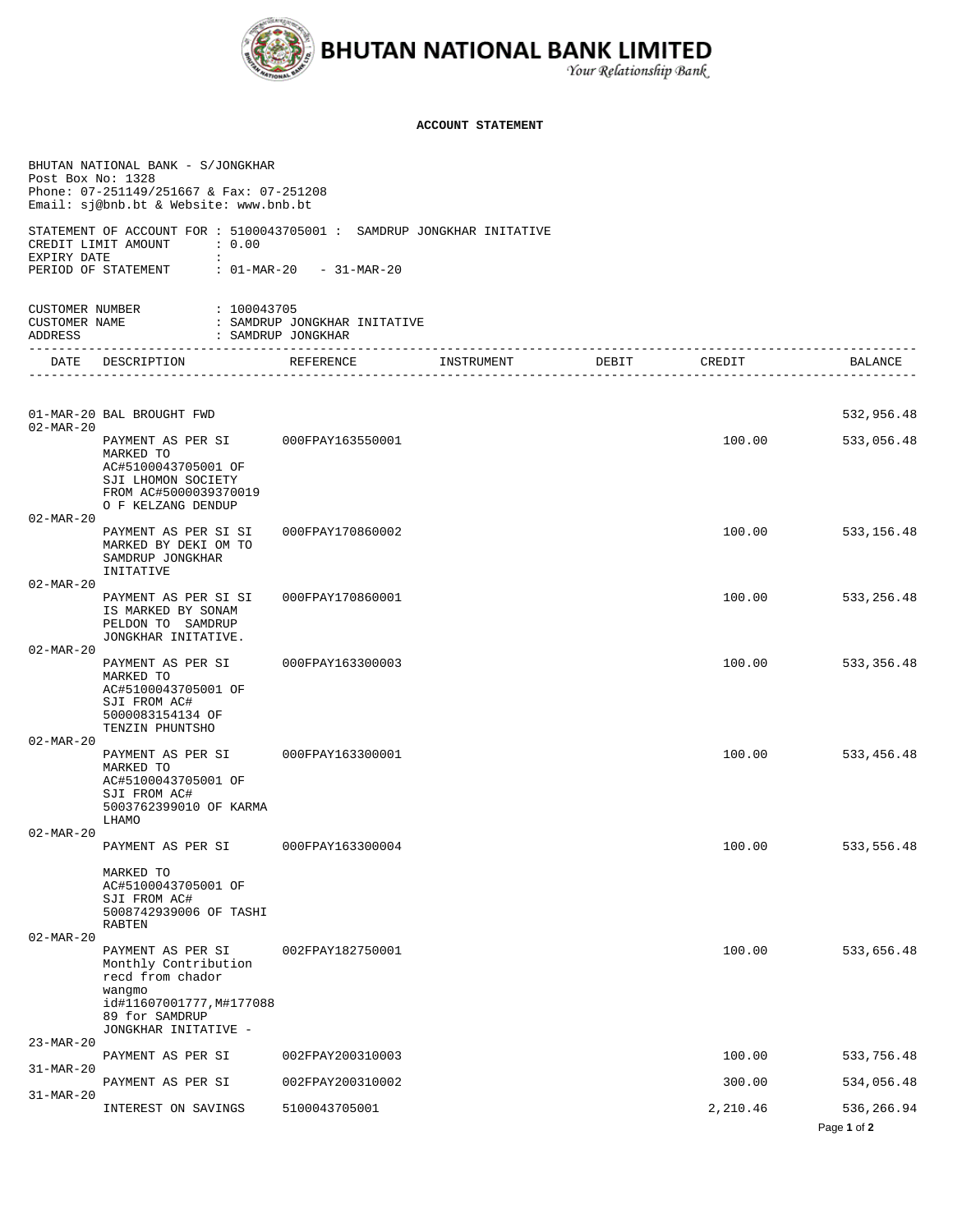# BHUTAN NATIONAL BANK LIMITED

*Your Relationship Bank*

**ACCOUNT STATEMENT**

BHUTAN NATIONAL BANK - S/JONGKHAR
Post Box No: 1328
Phone: 07-251149/251667 & Fax: 07-251208
Email: sj@bnb.bt & Website: www.bnb.bt

STATEMENT OF ACCOUNT FOR : 5100043705001 : SAMDRUP JONGKHAR INITATIVE
CREDIT LIMIT AMOUNT : 0.00
EXPIRY DATE :
PERIOD OF STATEMENT : 01-MAR-20 - 31-MAR-20

CUSTOMER NUMBER : 100043705
CUSTOMER NAME : SAMDRUP JONGKHAR INITATIVE
ADDRESS : SAMDRUP JONGKHAR

| DATE | DESCRIPTION | REFERENCE | INSTRUMENT | DEBIT | CREDIT | BALANCE |
|---|---|---|---|---|---|---|
| 01-MAR-20 | BAL BROUGHT FWD | | | | | 532,956.48 |
| 02-MAR-20 | PAYMENT AS PER SI MARKED TO AC#5100043705001 OF SJI LHOMON SOCIETY FROM AC#5000039370019 O F KELZANG DENDUP | 000FPAY163550001 | | | 100.00 | 533,056.48 |
| 02-MAR-20 | PAYMENT AS PER SI SI MARKED BY DEKI OM TO SAMDRUP JONGKHAR INITATIVE | 000FPAY170860002 | | | 100.00 | 533,156.48 |
| 02-MAR-20 | PAYMENT AS PER SI SI IS MARKED BY SONAM PELDON TO SAMDRUP JONGKHAR INITATIVE. | 000FPAY170860001 | | | 100.00 | 533,256.48 |
| 02-MAR-20 | PAYMENT AS PER SI MARKED TO AC#5100043705001 OF SJI FROM AC# 5000083154134 OF TENZIN PHUNTSHO | 000FPAY163300003 | | | 100.00 | 533,356.48 |
| 02-MAR-20 | PAYMENT AS PER SI MARKED TO AC#5100043705001 OF SJI FROM AC# 5003762399010 OF KARMA LHAMO | 000FPAY163300001 | | | 100.00 | 533,456.48 |
| 02-MAR-20 | PAYMENT AS PER SI MARKED TO AC#5100043705001 OF SJI FROM AC# 5008742939006 OF TASHI RABTEN | 000FPAY163300004 | | | 100.00 | 533,556.48 |
| 02-MAR-20 | PAYMENT AS PER SI Monthly Contribution recd from chador wangmo id#11607001777,M#17708889 for SAMDRUP JONGKHAR INITATIVE - | 002FPAY182750001 | | | 100.00 | 533,656.48 |
| 23-MAR-20 | PAYMENT AS PER SI | 002FPAY200310003 | | | 100.00 | 533,756.48 |
| 31-MAR-20 | PAYMENT AS PER SI | 002FPAY200310002 | | | 300.00 | 534,056.48 |
| 31-MAR-20 | INTEREST ON SAVINGS | 5100043705001 | | | 2,210.46 | 536,266.94 |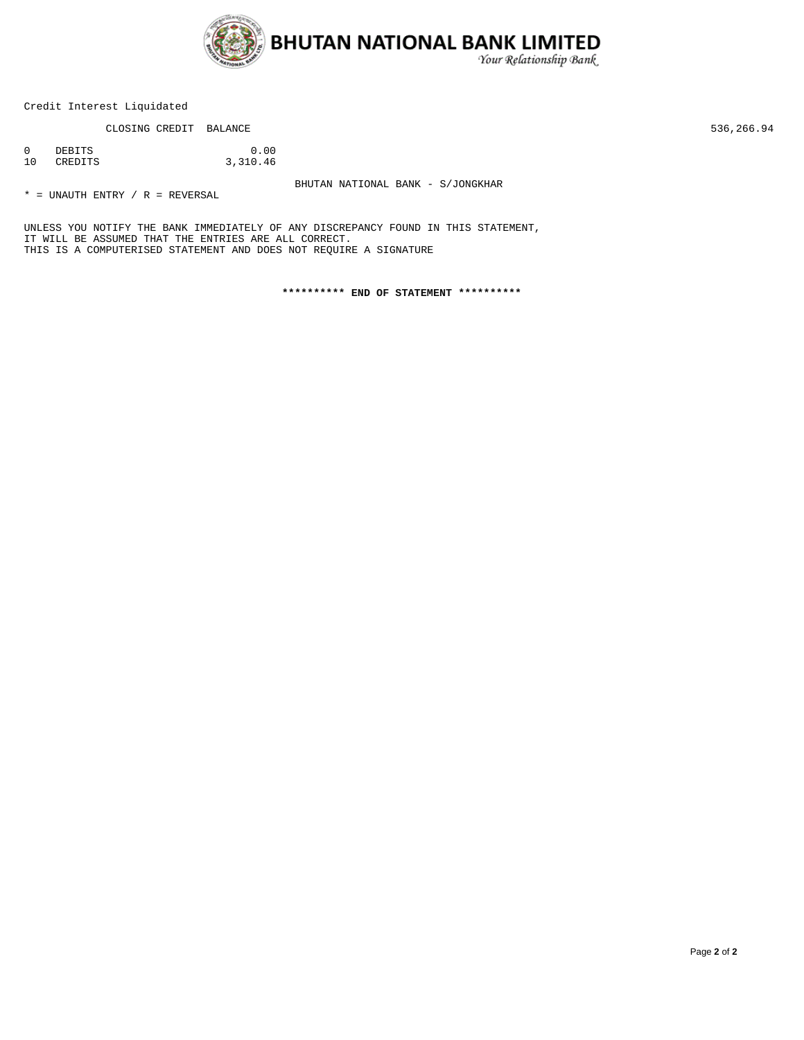BHUTAN NATIONAL BANK LIMITED

*Your Relationship Bank*

Credit Interest Liquidated

CLOSING CREDIT BALANCE 536,266.94

| | | |
|---|---|---|
| 0 | DEBITS | 0.00 |
| 10 | CREDITS | 3,310.46 |

BHUTAN NATIONAL BANK - S/JONGKHAR

* = UNAUTH ENTRY / R = REVERSAL

UNLESS YOU NOTIFY THE BANK IMMEDIATELY OF ANY DISCREPANCY FOUND IN THIS STATEMENT,
IT WILL BE ASSUMED THAT THE ENTRIES ARE ALL CORRECT.
THIS IS A COMPUTERISED STATEMENT AND DOES NOT REQUIRE A SIGNATURE

********** **END OF STATEMENT** **********